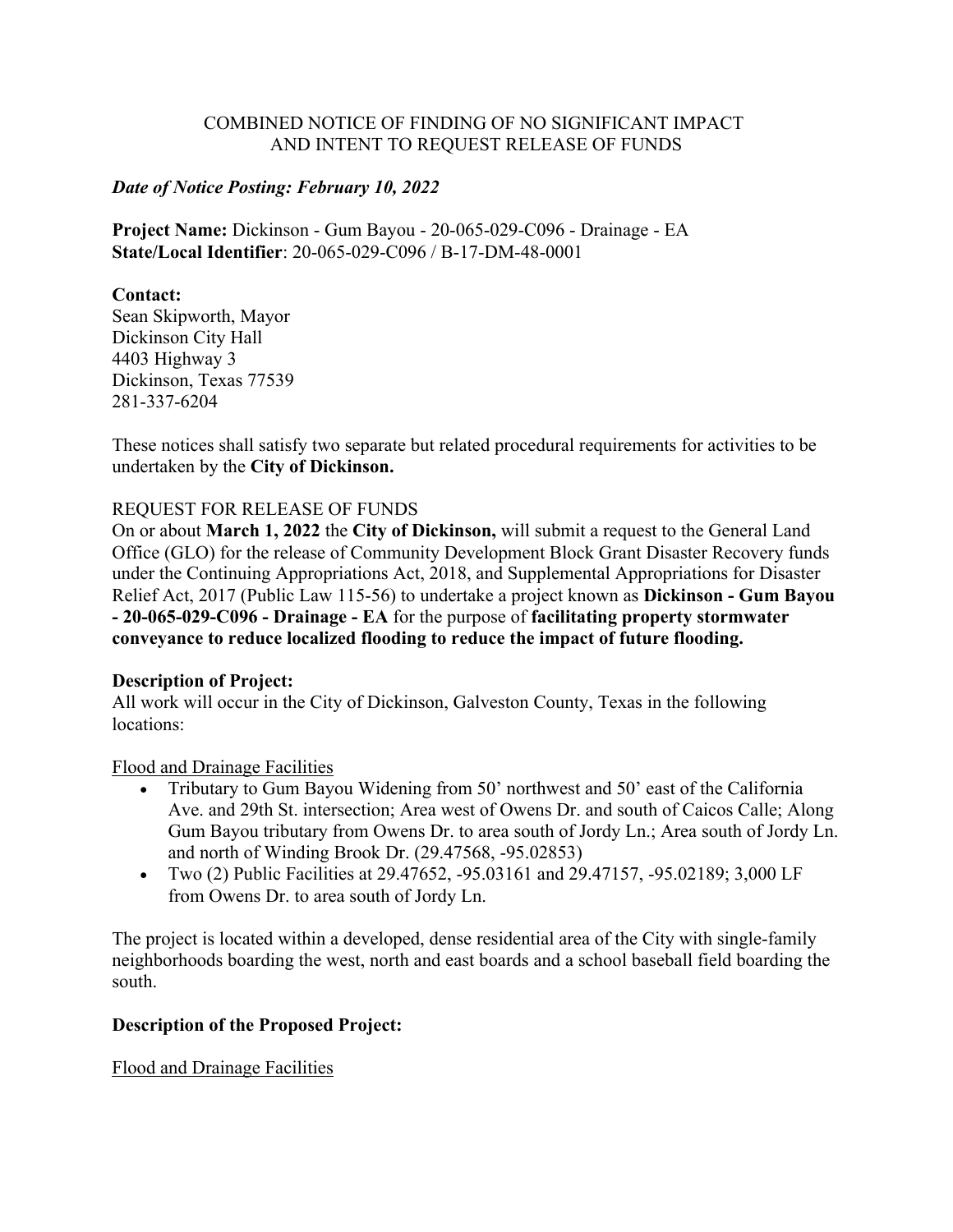COMBINED NOTICE OF FINDING OF NO SIGNIFICANT IMPACT AND INTENT TO REQUEST RELEASE OF FUNDS

***Date of Notice Posting: February 10, 2022***

**Project Name:** Dickinson - Gum Bayou - 20-065-029-C096 - Drainage - EA
**State/Local Identifier**: 20-065-029-C096 / B-17-DM-48-0001

**Contact:**
Sean Skipworth, Mayor
Dickinson City Hall
4403 Highway 3
Dickinson, Texas 77539
281-337-6204

These notices shall satisfy two separate but related procedural requirements for activities to be undertaken by the **City of Dickinson.**

REQUEST FOR RELEASE OF FUNDS

On or about **March 1, 2022** the **City of Dickinson,** will submit a request to the General Land Office (GLO) for the release of Community Development Block Grant Disaster Recovery funds under the Continuing Appropriations Act, 2018, and Supplemental Appropriations for Disaster Relief Act, 2017 (Public Law 115-56) to undertake a project known as **Dickinson - Gum Bayou - 20-065-029-C096 - Drainage - EA** for the purpose of **facilitating property stormwater conveyance to reduce localized flooding to reduce the impact of future flooding.**

**Description of Project:**
All work will occur in the City of Dickinson, Galveston County, Texas in the following locations:

<u>Flood and Drainage Facilities</u>

- Tributary to Gum Bayou Widening from 50' northwest and 50' east of the California Ave. and 29th St. intersection; Area west of Owens Dr. and south of Caicos Calle; Along Gum Bayou tributary from Owens Dr. to area south of Jordy Ln.; Area south of Jordy Ln. and north of Winding Brook Dr. (29.47568, -95.02853)
- Two (2) Public Facilities at 29.47652, -95.03161 and 29.47157, -95.02189; 3,000 LF from Owens Dr. to area south of Jordy Ln.

The project is located within a developed, dense residential area of the City with single-family neighborhoods boarding the west, north and east boards and a school baseball field boarding the south.

**Description of the Proposed Project:**

<u>Flood and Drainage Facilities</u>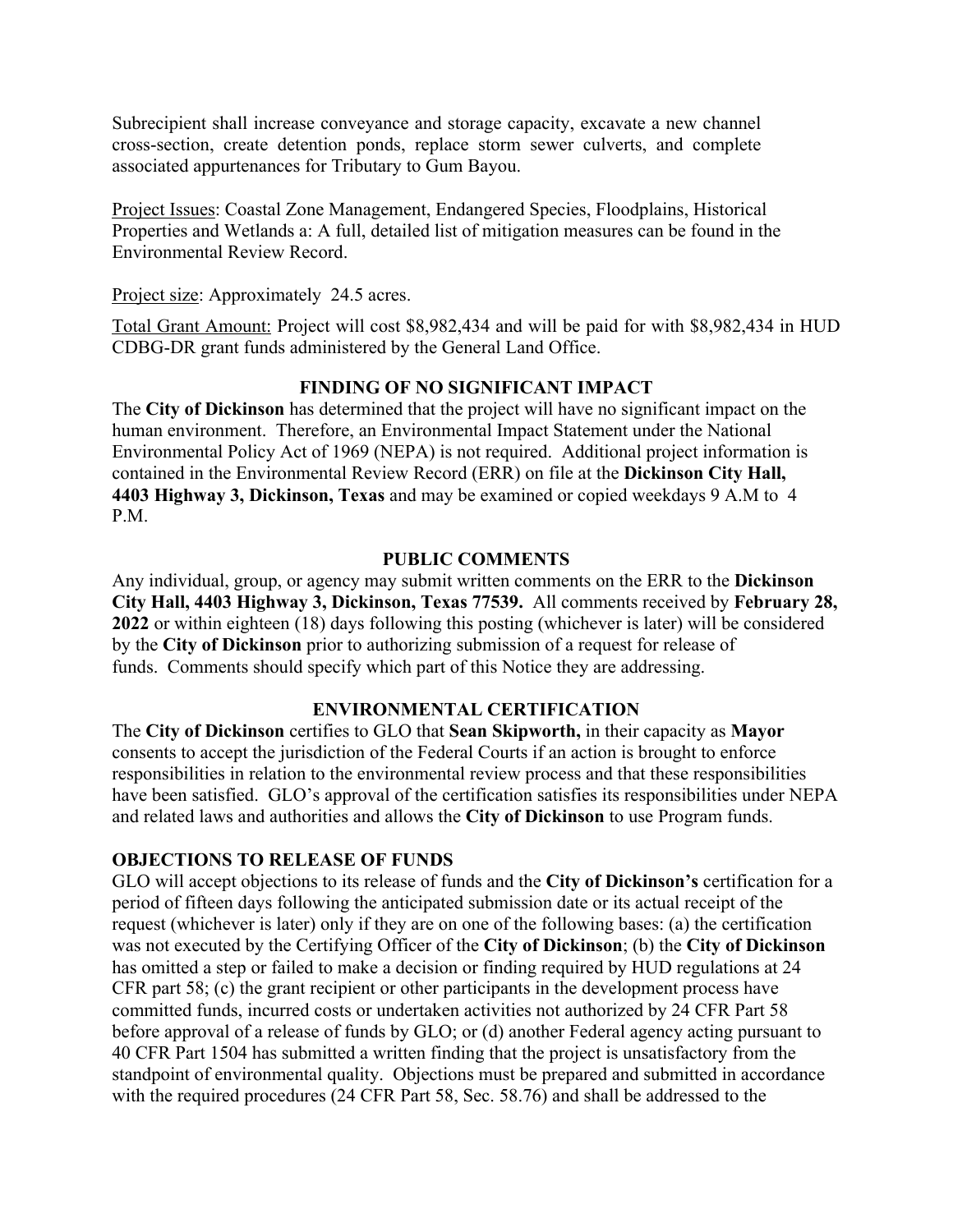Subrecipient shall increase conveyance and storage capacity, excavate a new channel cross-section, create detention ponds, replace storm sewer culverts, and complete associated appurtenances for Tributary to Gum Bayou.

<u>Project Issues</u>: Coastal Zone Management, Endangered Species, Floodplains, Historical Properties and Wetlands a: A full, detailed list of mitigation measures can be found in the Environmental Review Record.

<u>Project size</u>: Approximately 24.5 acres.

<u>Total Grant Amount:</u> Project will cost $8,982,434 and will be paid for with $8,982,434 in HUD CDBG-DR grant funds administered by the General Land Office.

## FINDING OF NO SIGNIFICANT IMPACT

The **City of Dickinson** has determined that the project will have no significant impact on the human environment. Therefore, an Environmental Impact Statement under the National Environmental Policy Act of 1969 (NEPA) is not required. Additional project information is contained in the Environmental Review Record (ERR) on file at the **Dickinson City Hall, 4403 Highway 3, Dickinson, Texas** and may be examined or copied weekdays 9 A.M to 4 P.M.

## PUBLIC COMMENTS

Any individual, group, or agency may submit written comments on the ERR to the **Dickinson City Hall, 4403 Highway 3, Dickinson, Texas 77539.** All comments received by **February 28, 2022** or within eighteen (18) days following this posting (whichever is later) will be considered by the **City of Dickinson** prior to authorizing submission of a request for release of funds. Comments should specify which part of this Notice they are addressing.

## ENVIRONMENTAL CERTIFICATION

The **City of Dickinson** certifies to GLO that **Sean Skipworth,** in their capacity as **Mayor** consents to accept the jurisdiction of the Federal Courts if an action is brought to enforce responsibilities in relation to the environmental review process and that these responsibilities have been satisfied. GLO's approval of the certification satisfies its responsibilities under NEPA and related laws and authorities and allows the **City of Dickinson** to use Program funds.

## OBJECTIONS TO RELEASE OF FUNDS

GLO will accept objections to its release of funds and the **City of Dickinson's** certification for a period of fifteen days following the anticipated submission date or its actual receipt of the request (whichever is later) only if they are on one of the following bases: (a) the certification was not executed by the Certifying Officer of the **City of Dickinson**; (b) the **City of Dickinson** has omitted a step or failed to make a decision or finding required by HUD regulations at 24 CFR part 58; (c) the grant recipient or other participants in the development process have committed funds, incurred costs or undertaken activities not authorized by 24 CFR Part 58 before approval of a release of funds by GLO; or (d) another Federal agency acting pursuant to 40 CFR Part 1504 has submitted a written finding that the project is unsatisfactory from the standpoint of environmental quality. Objections must be prepared and submitted in accordance with the required procedures (24 CFR Part 58, Sec. 58.76) and shall be addressed to the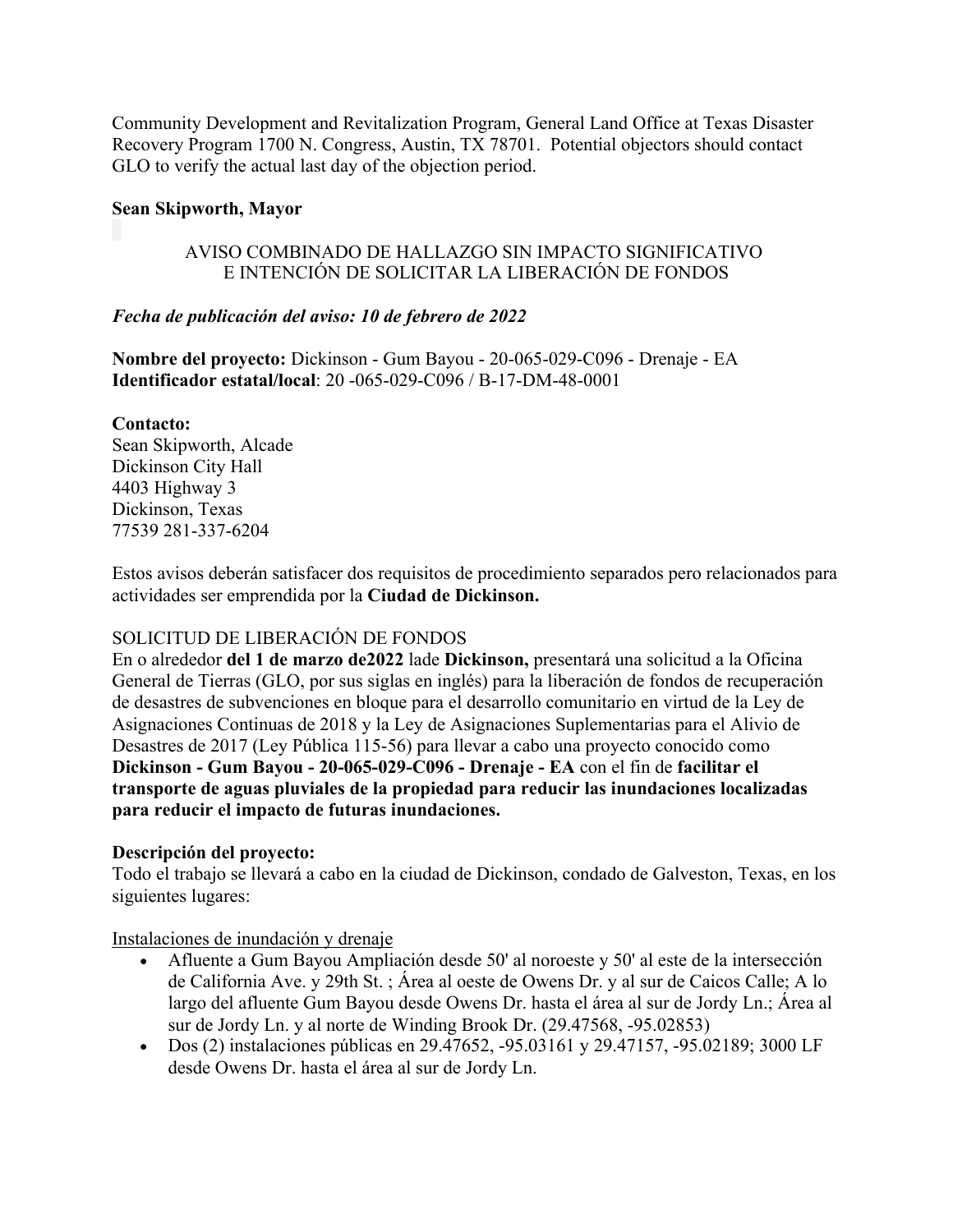Community Development and Revitalization Program, General Land Office at Texas Disaster Recovery Program 1700 N. Congress, Austin, TX 78701. Potential objectors should contact GLO to verify the actual last day of the objection period.

**Sean Skipworth, Mayor**

AVISO COMBINADO DE HALLAZGO SIN IMPACTO SIGNIFICATIVO
E INTENCIÓN DE SOLICITAR LA LIBERACIÓN DE FONDOS

***Fecha de publicación del aviso: 10 de febrero de 2022***

**Nombre del proyecto:** Dickinson - Gum Bayou - 20-065-029-C096 - Drenaje - EA
**Identificador estatal/local**: 20 -065-029-C096 / B-17-DM-48-0001

**Contacto:**
Sean Skipworth, Alcade
Dickinson City Hall
4403 Highway 3
Dickinson, Texas
77539 281-337-6204

Estos avisos deberán satisfacer dos requisitos de procedimiento separados pero relacionados para actividades ser emprendida por la **Ciudad de Dickinson.**

SOLICITUD DE LIBERACIÓN DE FONDOS
En o alrededor **del 1 de marzo de2022** lade **Dickinson,** presentará una solicitud a la Oficina General de Tierras (GLO, por sus siglas en inglés) para la liberación de fondos de recuperación de desastres de subvenciones en bloque para el desarrollo comunitario en virtud de la Ley de Asignaciones Continuas de 2018 y la Ley de Asignaciones Suplementarias para el Alivio de Desastres de 2017 (Ley Pública 115-56) para llevar a cabo una proyecto conocido como **Dickinson - Gum Bayou - 20-065-029-C096 - Drenaje - EA** con el fin de **facilitar el transporte de aguas pluviales de la propiedad para reducir las inundaciones localizadas para reducir el impacto de futuras inundaciones.**

**Descripción del proyecto:**
Todo el trabajo se llevará a cabo en la ciudad de Dickinson, condado de Galveston, Texas, en los siguientes lugares:

Instalaciones de inundación y drenaje

- Afluente a Gum Bayou Ampliación desde 50' al noroeste y 50' al este de la intersección de California Ave. y 29th St. ; Área al oeste de Owens Dr. y al sur de Caicos Calle; A lo largo del afluente Gum Bayou desde Owens Dr. hasta el área al sur de Jordy Ln.; Área al sur de Jordy Ln. y al norte de Winding Brook Dr. (29.47568, -95.02853)
- Dos (2) instalaciones públicas en 29.47652, -95.03161 y 29.47157, -95.02189; 3000 LF desde Owens Dr. hasta el área al sur de Jordy Ln.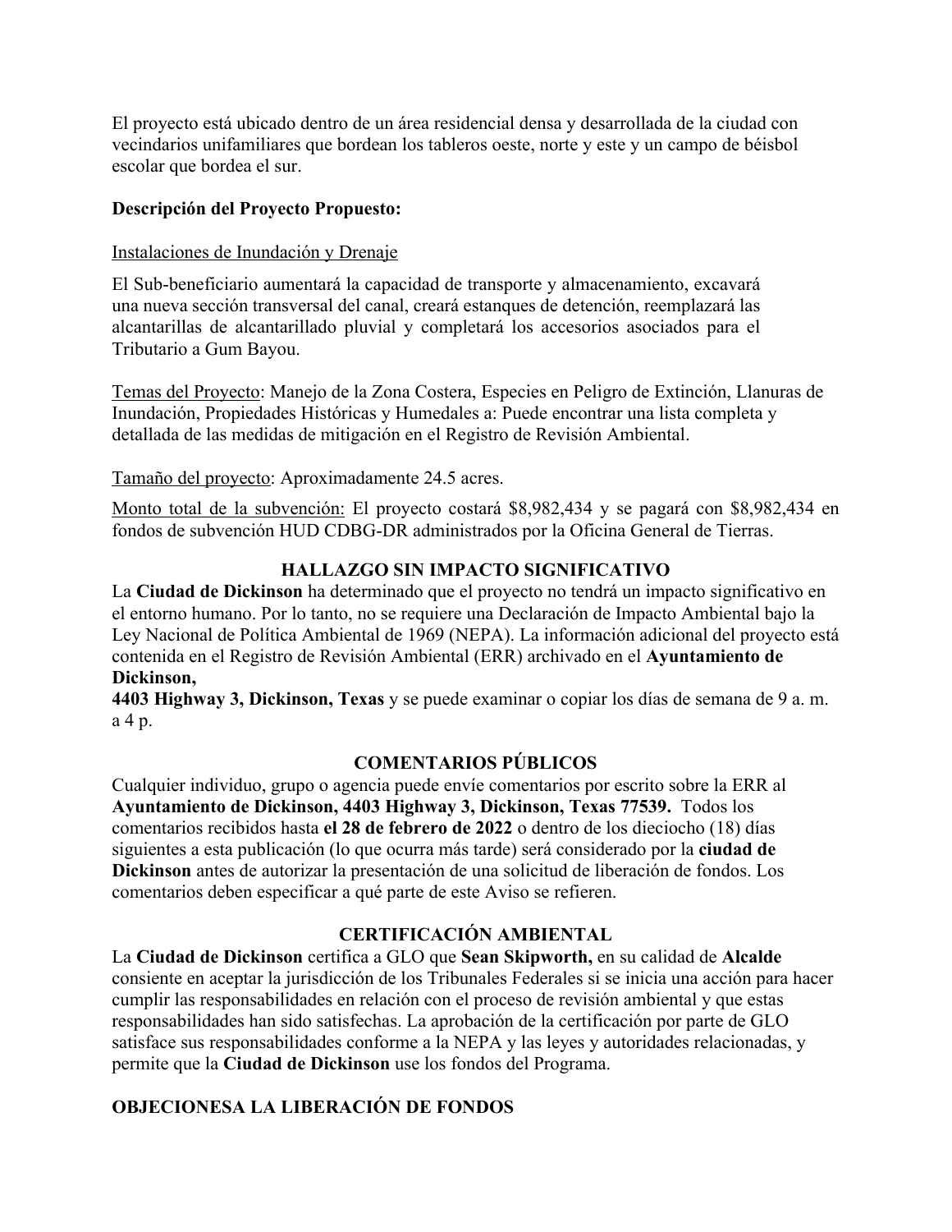El proyecto está ubicado dentro de un área residencial densa y desarrollada de la ciudad con vecindarios unifamiliares que bordean los tableros oeste, norte y este y un campo de béisbol escolar que bordea el sur.

**Descripción del Proyecto Propuesto:**

Instalaciones de Inundación y Drenaje

El Sub-beneficiario aumentará la capacidad de transporte y almacenamiento, excavará una nueva sección transversal del canal, creará estanques de detención, reemplazará las alcantarillas de alcantarillado pluvial y completará los accesorios asociados para el Tributario a Gum Bayou.

Temas del Proyecto: Manejo de la Zona Costera, Especies en Peligro de Extinción, Llanuras de Inundación, Propiedades Históricas y Humedales a: Puede encontrar una lista completa y detallada de las medidas de mitigación en el Registro de Revisión Ambiental.

Tamaño del proyecto: Aproximadamente 24.5 acres.

Monto total de la subvención: El proyecto costará $8,982,434 y se pagará con $8,982,434 en fondos de subvención HUD CDBG-DR administrados por la Oficina General de Tierras.

**HALLAZGO SIN IMPACTO SIGNIFICATIVO**

La **Ciudad de Dickinson** ha determinado que el proyecto no tendrá un impacto significativo en el entorno humano. Por lo tanto, no se requiere una Declaración de Impacto Ambiental bajo la Ley Nacional de Política Ambiental de 1969 (NEPA). La información adicional del proyecto está contenida en el Registro de Revisión Ambiental (ERR) archivado en el **Ayuntamiento de Dickinson,**
**4403 Highway 3, Dickinson, Texas** y se puede examinar o copiar los días de semana de 9 a. m. a 4 p.

**COMENTARIOS PÚBLICOS**

Cualquier individuo, grupo o agencia puede envíe comentarios por escrito sobre la ERR al **Ayuntamiento de Dickinson, 4403 Highway 3, Dickinson, Texas 77539.** Todos los comentarios recibidos hasta **el 28 de febrero de 2022** o dentro de los dieciocho (18) días siguientes a esta publicación (lo que ocurra más tarde) será considerado por la **ciudad de Dickinson** antes de autorizar la presentación de una solicitud de liberación de fondos. Los comentarios deben especificar a qué parte de este Aviso se refieren.

**CERTIFICACIÓN AMBIENTAL**

La **Ciudad de Dickinson** certifica a GLO que **Sean Skipworth,** en su calidad de **Alcalde** consiente en aceptar la jurisdicción de los Tribunales Federales si se inicia una acción para hacer cumplir las responsabilidades en relación con el proceso de revisión ambiental y que estas responsabilidades han sido satisfechas. La aprobación de la certificación por parte de GLO satisface sus responsabilidades conforme a la NEPA y las leyes y autoridades relacionadas, y permite que la **Ciudad de Dickinson** use los fondos del Programa.

**OBJECIONESA LA LIBERACIÓN DE FONDOS**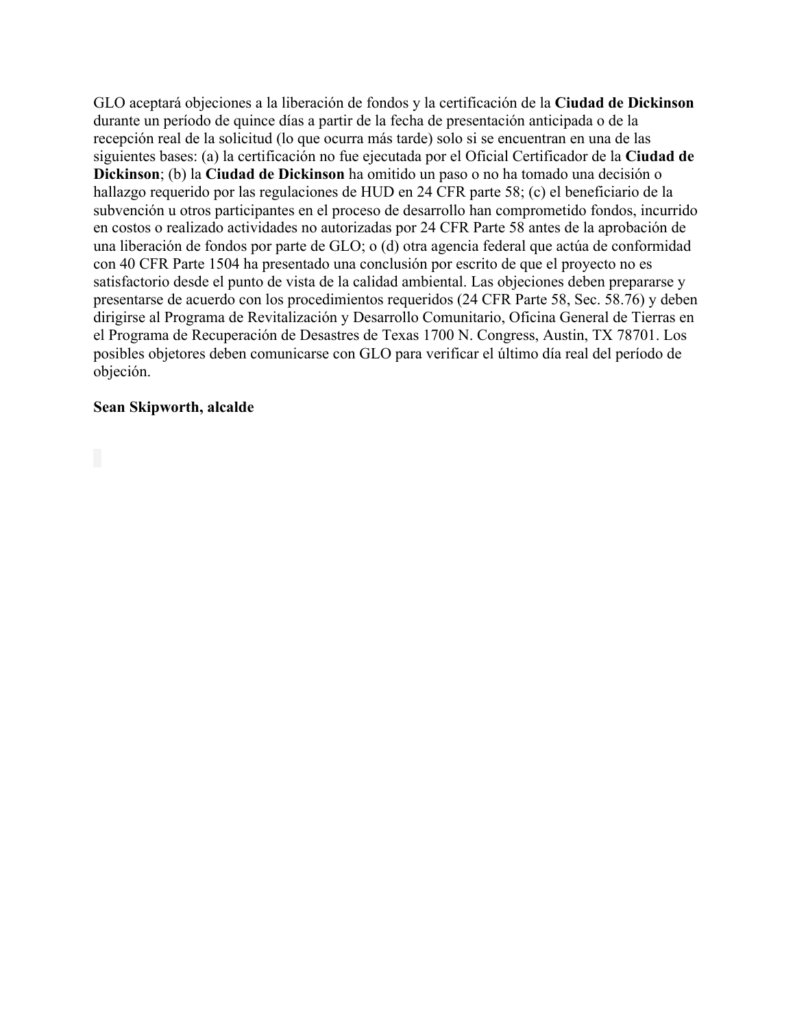GLO aceptará objeciones a la liberación de fondos y la certificación de la **Ciudad de Dickinson** durante un período de quince días a partir de la fecha de presentación anticipada o de la recepción real de la solicitud (lo que ocurra más tarde) solo si se encuentran en una de las siguientes bases: (a) la certificación no fue ejecutada por el Oficial Certificador de la **Ciudad de Dickinson**; (b) la **Ciudad de Dickinson** ha omitido un paso o no ha tomado una decisión o hallazgo requerido por las regulaciones de HUD en 24 CFR parte 58; (c) el beneficiario de la subvención u otros participantes en el proceso de desarrollo han comprometido fondos, incurrido en costos o realizado actividades no autorizadas por 24 CFR Parte 58 antes de la aprobación de una liberación de fondos por parte de GLO; o (d) otra agencia federal que actúa de conformidad con 40 CFR Parte 1504 ha presentado una conclusión por escrito de que el proyecto no es satisfactorio desde el punto de vista de la calidad ambiental. Las objeciones deben prepararse y presentarse de acuerdo con los procedimientos requeridos (24 CFR Parte 58, Sec. 58.76) y deben dirigirse al Programa de Revitalización y Desarrollo Comunitario, Oficina General de Tierras en el Programa de Recuperación de Desastres de Texas 1700 N. Congress, Austin, TX 78701. Los posibles objetores deben comunicarse con GLO para verificar el último día real del período de objeción.

**Sean Skipworth, alcalde**